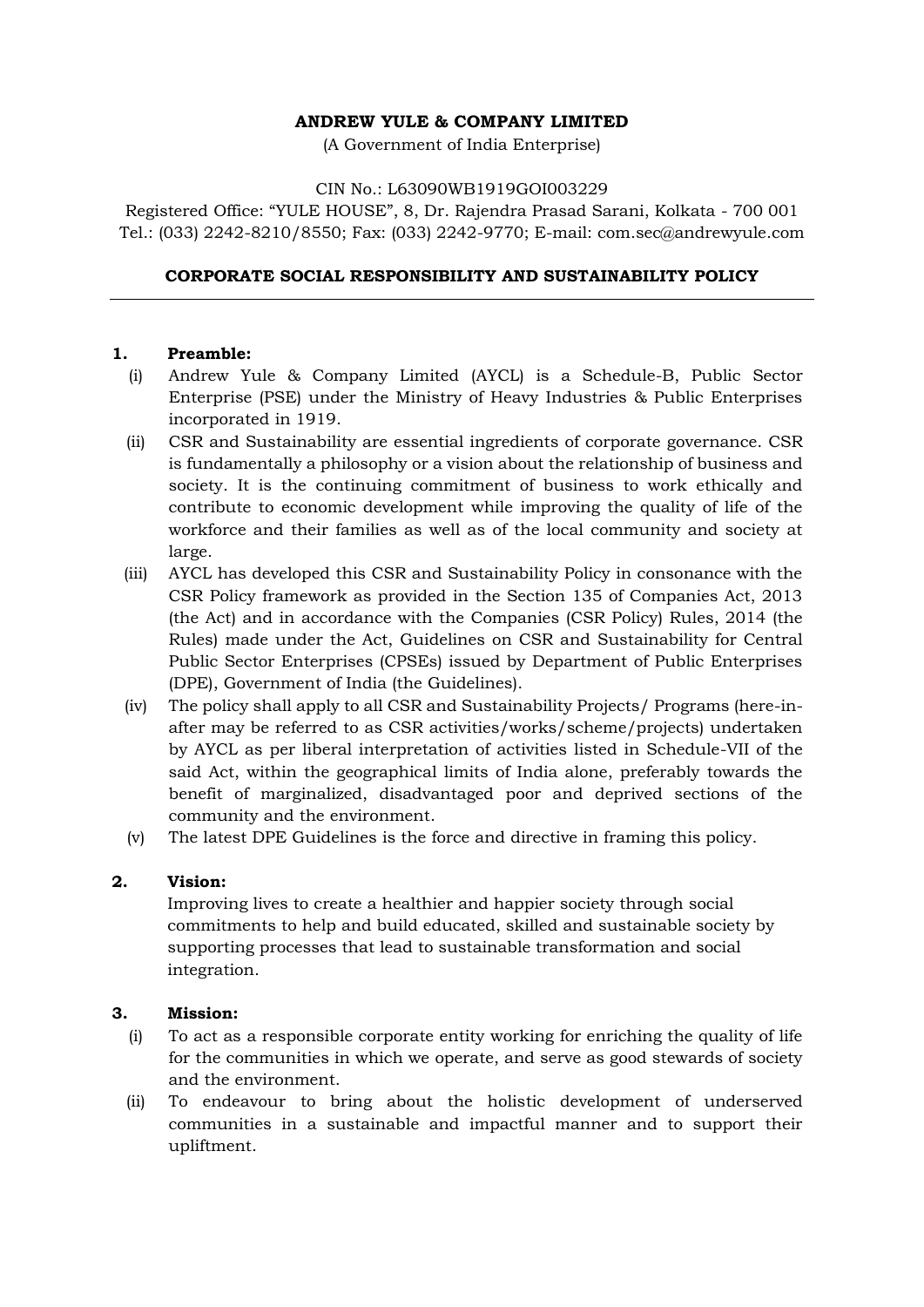**ANDREW YULE & COMPANY LIMITED**

(A Government of India Enterprise)

CIN No.: L63090WB1919GOI003229

Registered Office: "YULE HOUSE", 8, Dr. Rajendra Prasad Sarani, Kolkata - 700 001

Tel.: (033) 2242-8210/8550; Fax: (033) 2242-9770; E-mail: com.sec@andrewyule.com

## CORPORATE SOCIAL RESPONSIBILITY AND SUSTAINABILITY POLICY

---

### 1. Preamble:

(i) Andrew Yule & Company Limited (AYCL) is a Schedule-B, Public Sector Enterprise (PSE) under the Ministry of Heavy Industries & Public Enterprises incorporated in 1919.

(ii) CSR and Sustainability are essential ingredients of corporate governance. CSR is fundamentally a philosophy or a vision about the relationship of business and society. It is the continuing commitment of business to work ethically and contribute to economic development while improving the quality of life of the workforce and their families as well as of the local community and society at large.

(iii) AYCL has developed this CSR and Sustainability Policy in consonance with the CSR Policy framework as provided in the Section 135 of Companies Act, 2013 (the Act) and in accordance with the Companies (CSR Policy) Rules, 2014 (the Rules) made under the Act, Guidelines on CSR and Sustainability for Central Public Sector Enterprises (CPSEs) issued by Department of Public Enterprises (DPE), Government of India (the Guidelines).

(iv) The policy shall apply to all CSR and Sustainability Projects/ Programs (here-in-after may be referred to as CSR activities/works/scheme/projects) undertaken by AYCL as per liberal interpretation of activities listed in Schedule-VII of the said Act, within the geographical limits of India alone, preferably towards the benefit of marginalized, disadvantaged poor and deprived sections of the community and the environment.

(v) The latest DPE Guidelines is the force and directive in framing this policy.

### 2. Vision:

Improving lives to create a healthier and happier society through social commitments to help and build educated, skilled and sustainable society by supporting processes that lead to sustainable transformation and social integration.

### 3. Mission:

(i) To act as a responsible corporate entity working for enriching the quality of life for the communities in which we operate, and serve as good stewards of society and the environment.

(ii) To endeavour to bring about the holistic development of underserved communities in a sustainable and impactful manner and to support their upliftment.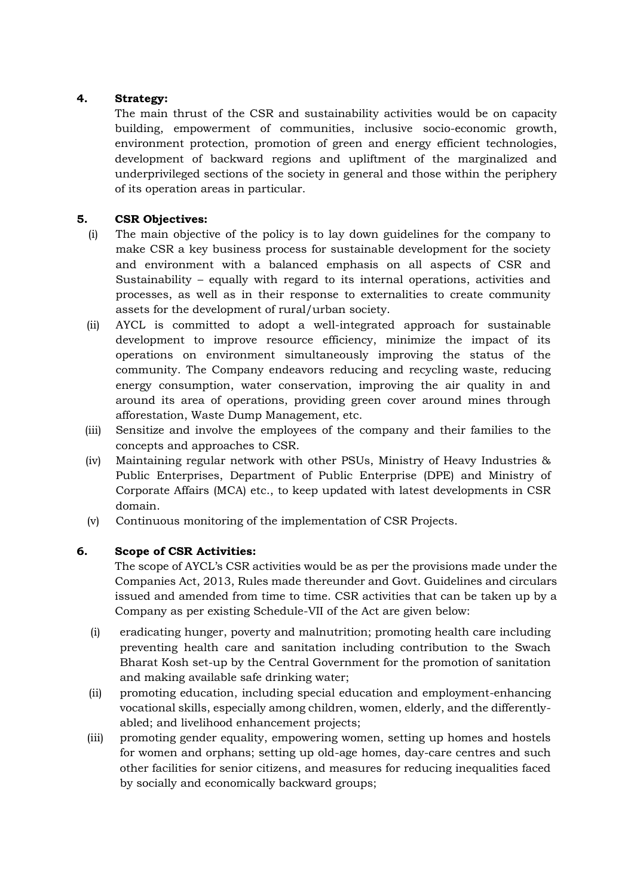**4. Strategy:**

The main thrust of the CSR and sustainability activities would be on capacity building, empowerment of communities, inclusive socio-economic growth, environment protection, promotion of green and energy efficient technologies, development of backward regions and upliftment of the marginalized and underprivileged sections of the society in general and those within the periphery of its operation areas in particular.

**5. CSR Objectives:**

(i) The main objective of the policy is to lay down guidelines for the company to make CSR a key business process for sustainable development for the society and environment with a balanced emphasis on all aspects of CSR and Sustainability – equally with regard to its internal operations, activities and processes, as well as in their response to externalities to create community assets for the development of rural/urban society.

(ii) AYCL is committed to adopt a well-integrated approach for sustainable development to improve resource efficiency, minimize the impact of its operations on environment simultaneously improving the status of the community. The Company endeavors reducing and recycling waste, reducing energy consumption, water conservation, improving the air quality in and around its area of operations, providing green cover around mines through afforestation, Waste Dump Management, etc.

(iii) Sensitize and involve the employees of the company and their families to the concepts and approaches to CSR.

(iv) Maintaining regular network with other PSUs, Ministry of Heavy Industries & Public Enterprises, Department of Public Enterprise (DPE) and Ministry of Corporate Affairs (MCA) etc., to keep updated with latest developments in CSR domain.

(v) Continuous monitoring of the implementation of CSR Projects.

**6. Scope of CSR Activities:**

The scope of AYCL's CSR activities would be as per the provisions made under the Companies Act, 2013, Rules made thereunder and Govt. Guidelines and circulars issued and amended from time to time. CSR activities that can be taken up by a Company as per existing Schedule-VII of the Act are given below:

(i) eradicating hunger, poverty and malnutrition; promoting health care including preventing health care and sanitation including contribution to the Swach Bharat Kosh set-up by the Central Government for the promotion of sanitation and making available safe drinking water;

(ii) promoting education, including special education and employment-enhancing vocational skills, especially among children, women, elderly, and the differently-abled; and livelihood enhancement projects;

(iii) promoting gender equality, empowering women, setting up homes and hostels for women and orphans; setting up old-age homes, day-care centres and such other facilities for senior citizens, and measures for reducing inequalities faced by socially and economically backward groups;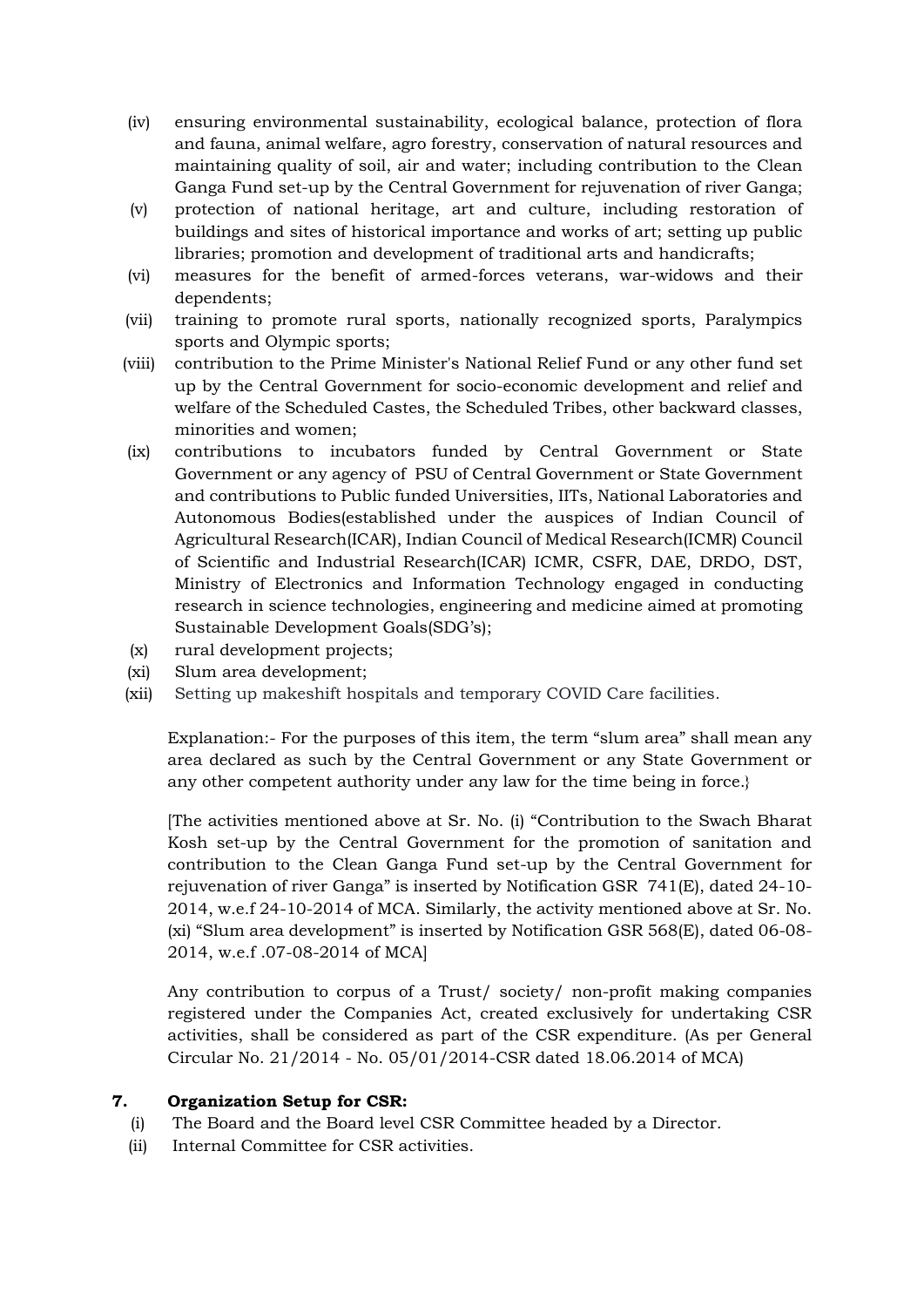(iv) ensuring environmental sustainability, ecological balance, protection of flora and fauna, animal welfare, agro forestry, conservation of natural resources and maintaining quality of soil, air and water; including contribution to the Clean Ganga Fund set-up by the Central Government for rejuvenation of river Ganga;

(v) protection of national heritage, art and culture, including restoration of buildings and sites of historical importance and works of art; setting up public libraries; promotion and development of traditional arts and handicrafts;

(vi) measures for the benefit of armed-forces veterans, war-widows and their dependents;

(vii) training to promote rural sports, nationally recognized sports, Paralympics sports and Olympic sports;

(viii) contribution to the Prime Minister's National Relief Fund or any other fund set up by the Central Government for socio-economic development and relief and welfare of the Scheduled Castes, the Scheduled Tribes, other backward classes, minorities and women;

(ix) contributions to incubators funded by Central Government or State Government or any agency of PSU of Central Government or State Government and contributions to Public funded Universities, IITs, National Laboratories and Autonomous Bodies(established under the auspices of Indian Council of Agricultural Research(ICAR), Indian Council of Medical Research(ICMR) Council of Scientific and Industrial Research(ICAR) ICMR, CSFR, DAE, DRDO, DST, Ministry of Electronics and Information Technology engaged in conducting research in science technologies, engineering and medicine aimed at promoting Sustainable Development Goals(SDG's);

(x) rural development projects;

(xi) Slum area development;

(xii) Setting up makeshift hospitals and temporary COVID Care facilities.

Explanation:- For the purposes of this item, the term "slum area" shall mean any area declared as such by the Central Government or any State Government or any other competent authority under any law for the time being in force.}

[The activities mentioned above at Sr. No. (i) "Contribution to the Swach Bharat Kosh set-up by the Central Government for the promotion of sanitation and contribution to the Clean Ganga Fund set-up by the Central Government for rejuvenation of river Ganga" is inserted by Notification GSR 741(E), dated 24-10-2014, w.e.f 24-10-2014 of MCA. Similarly, the activity mentioned above at Sr. No. (xi) "Slum area development" is inserted by Notification GSR 568(E), dated 06-08-2014, w.e.f .07-08-2014 of MCA]

Any contribution to corpus of a Trust/ society/ non-profit making companies registered under the Companies Act, created exclusively for undertaking CSR activities, shall be considered as part of the CSR expenditure. (As per General Circular No. 21/2014 - No. 05/01/2014-CSR dated 18.06.2014 of MCA)

## 7. Organization Setup for CSR:

(i) The Board and the Board level CSR Committee headed by a Director.

(ii) Internal Committee for CSR activities.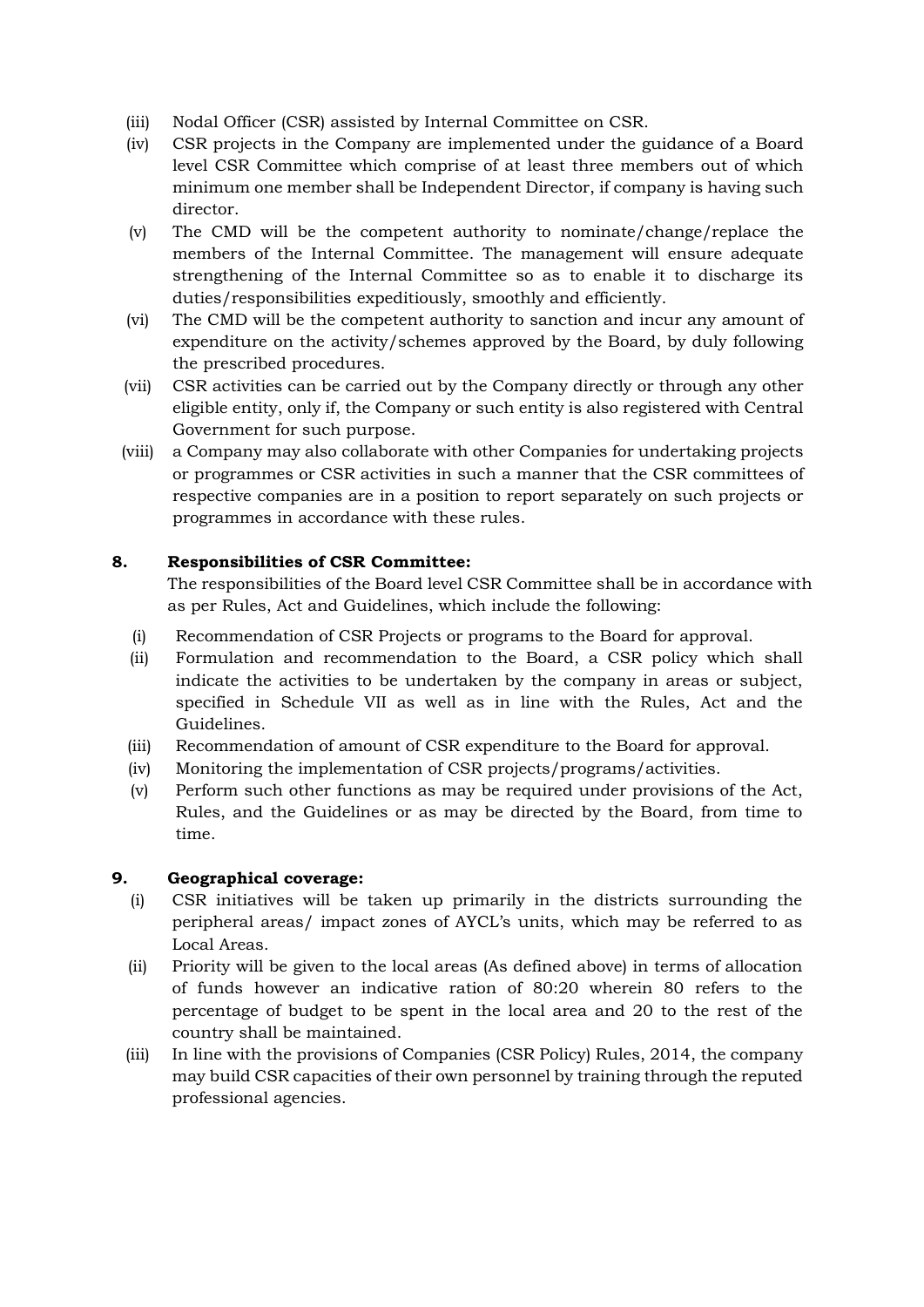(iii) Nodal Officer (CSR) assisted by Internal Committee on CSR.

(iv) CSR projects in the Company are implemented under the guidance of a Board level CSR Committee which comprise of at least three members out of which minimum one member shall be Independent Director, if company is having such director.

(v) The CMD will be the competent authority to nominate/change/replace the members of the Internal Committee. The management will ensure adequate strengthening of the Internal Committee so as to enable it to discharge its duties/responsibilities expeditiously, smoothly and efficiently.

(vi) The CMD will be the competent authority to sanction and incur any amount of expenditure on the activity/schemes approved by the Board, by duly following the prescribed procedures.

(vii) CSR activities can be carried out by the Company directly or through any other eligible entity, only if, the Company or such entity is also registered with Central Government for such purpose.

(viii) a Company may also collaborate with other Companies for undertaking projects or programmes or CSR activities in such a manner that the CSR committees of respective companies are in a position to report separately on such projects or programmes in accordance with these rules.

**8. Responsibilities of CSR Committee:**

The responsibilities of the Board level CSR Committee shall be in accordance with as per Rules, Act and Guidelines, which include the following:

(i) Recommendation of CSR Projects or programs to the Board for approval.

(ii) Formulation and recommendation to the Board, a CSR policy which shall indicate the activities to be undertaken by the company in areas or subject, specified in Schedule VII as well as in line with the Rules, Act and the Guidelines.

(iii) Recommendation of amount of CSR expenditure to the Board for approval.

(iv) Monitoring the implementation of CSR projects/programs/activities.

(v) Perform such other functions as may be required under provisions of the Act, Rules, and the Guidelines or as may be directed by the Board, from time to time.

**9. Geographical coverage:**

(i) CSR initiatives will be taken up primarily in the districts surrounding the peripheral areas/ impact zones of AYCL's units, which may be referred to as Local Areas.

(ii) Priority will be given to the local areas (As defined above) in terms of allocation of funds however an indicative ration of 80:20 wherein 80 refers to the percentage of budget to be spent in the local area and 20 to the rest of the country shall be maintained.

(iii) In line with the provisions of Companies (CSR Policy) Rules, 2014, the company may build CSR capacities of their own personnel by training through the reputed professional agencies.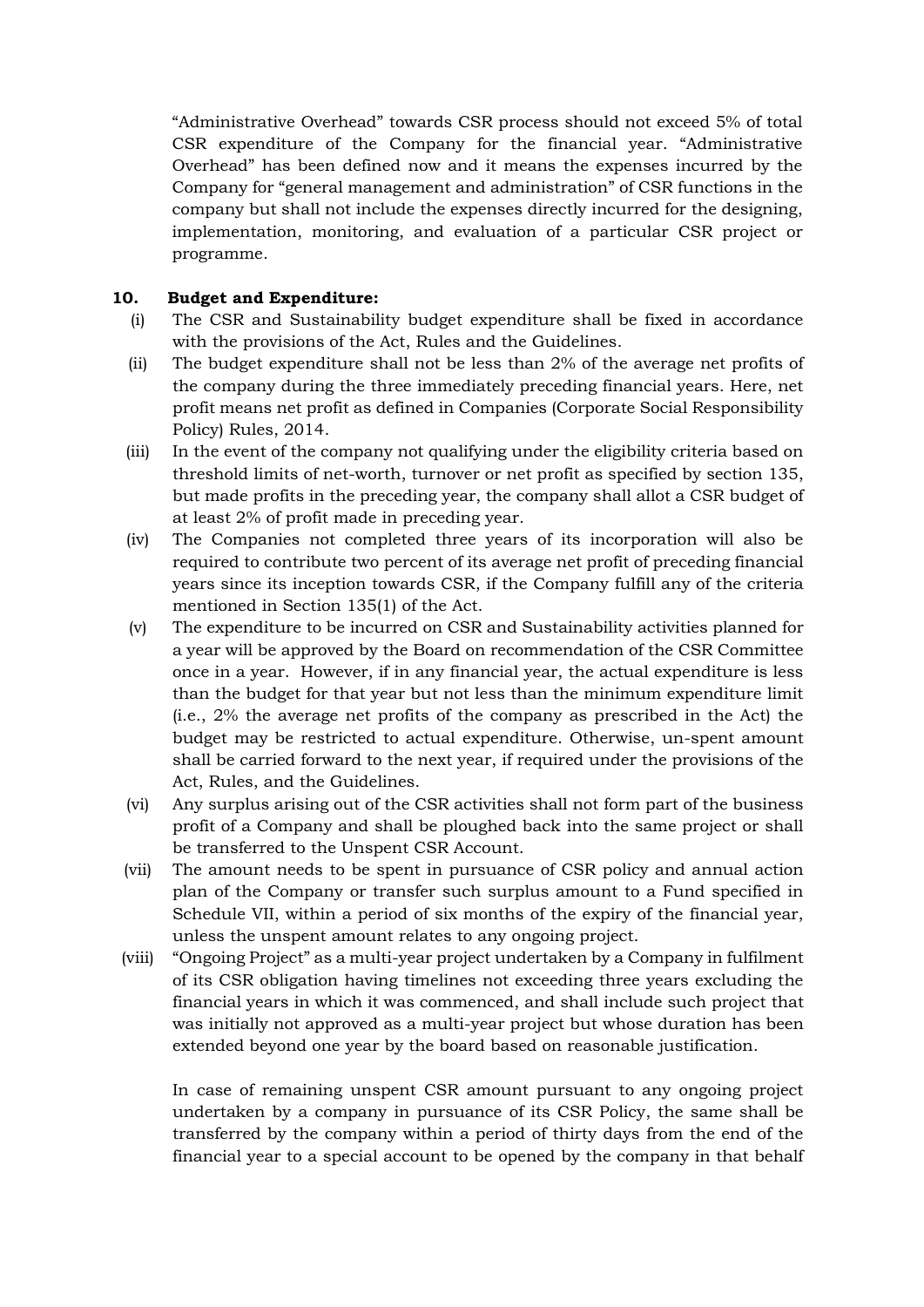"Administrative Overhead" towards CSR process should not exceed 5% of total CSR expenditure of the Company for the financial year. "Administrative Overhead" has been defined now and it means the expenses incurred by the Company for "general management and administration" of CSR functions in the company but shall not include the expenses directly incurred for the designing, implementation, monitoring, and evaluation of a particular CSR project or programme.

**10. Budget and Expenditure:**

(i) The CSR and Sustainability budget expenditure shall be fixed in accordance with the provisions of the Act, Rules and the Guidelines.

(ii) The budget expenditure shall not be less than 2% of the average net profits of the company during the three immediately preceding financial years. Here, net profit means net profit as defined in Companies (Corporate Social Responsibility Policy) Rules, 2014.

(iii) In the event of the company not qualifying under the eligibility criteria based on threshold limits of net-worth, turnover or net profit as specified by section 135, but made profits in the preceding year, the company shall allot a CSR budget of at least 2% of profit made in preceding year.

(iv) The Companies not completed three years of its incorporation will also be required to contribute two percent of its average net profit of preceding financial years since its inception towards CSR, if the Company fulfill any of the criteria mentioned in Section 135(1) of the Act.

(v) The expenditure to be incurred on CSR and Sustainability activities planned for a year will be approved by the Board on recommendation of the CSR Committee once in a year. However, if in any financial year, the actual expenditure is less than the budget for that year but not less than the minimum expenditure limit (i.e., 2% the average net profits of the company as prescribed in the Act) the budget may be restricted to actual expenditure. Otherwise, un-spent amount shall be carried forward to the next year, if required under the provisions of the Act, Rules, and the Guidelines.

(vi) Any surplus arising out of the CSR activities shall not form part of the business profit of a Company and shall be ploughed back into the same project or shall be transferred to the Unspent CSR Account.

(vii) The amount needs to be spent in pursuance of CSR policy and annual action plan of the Company or transfer such surplus amount to a Fund specified in Schedule VII, within a period of six months of the expiry of the financial year, unless the unspent amount relates to any ongoing project.

(viii) "Ongoing Project" as a multi-year project undertaken by a Company in fulfilment of its CSR obligation having timelines not exceeding three years excluding the financial years in which it was commenced, and shall include such project that was initially not approved as a multi-year project but whose duration has been extended beyond one year by the board based on reasonable justification.

In case of remaining unspent CSR amount pursuant to any ongoing project undertaken by a company in pursuance of its CSR Policy, the same shall be transferred by the company within a period of thirty days from the end of the financial year to a special account to be opened by the company in that behalf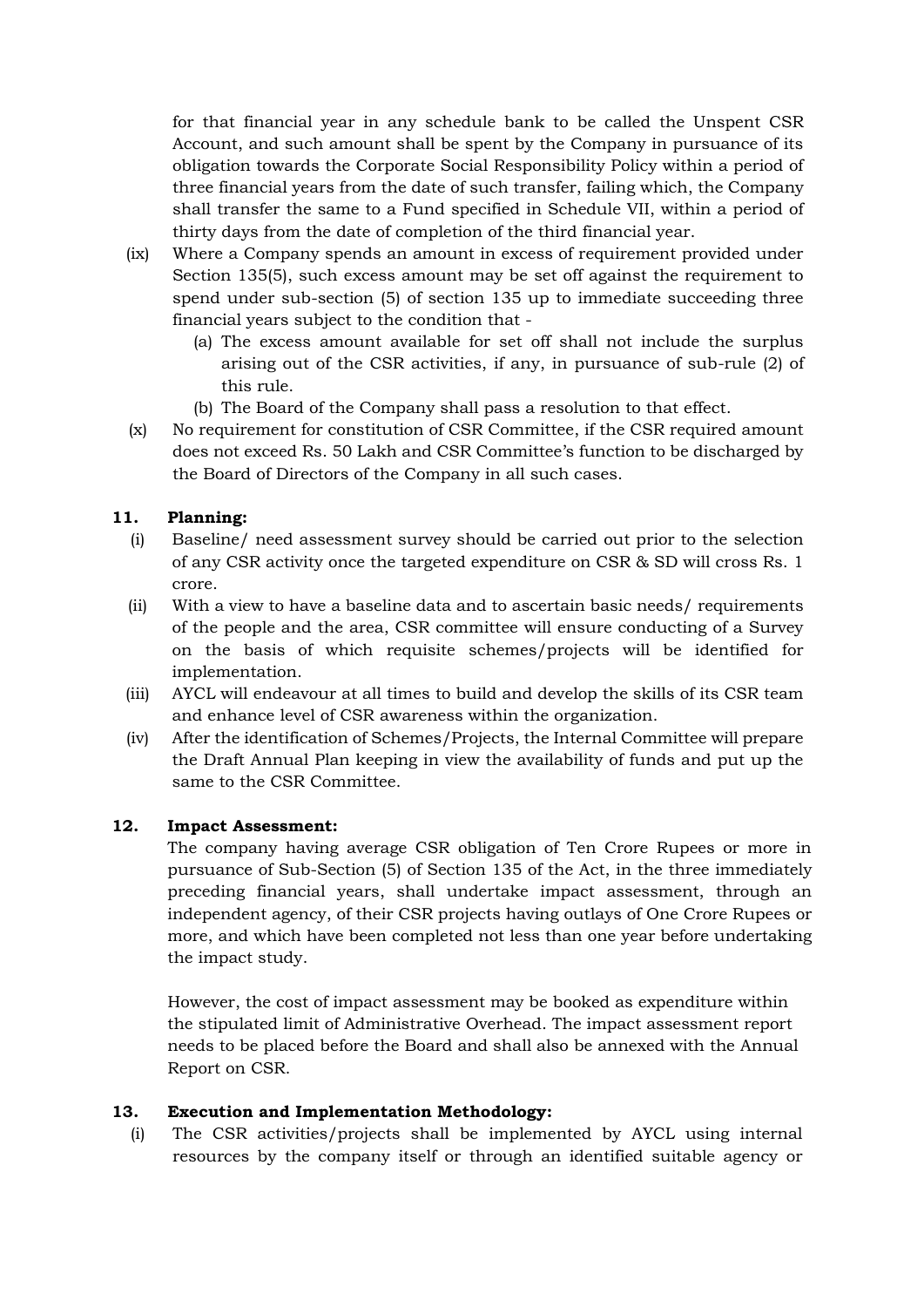for that financial year in any schedule bank to be called the Unspent CSR Account, and such amount shall be spent by the Company in pursuance of its obligation towards the Corporate Social Responsibility Policy within a period of three financial years from the date of such transfer, failing which, the Company shall transfer the same to a Fund specified in Schedule VII, within a period of thirty days from the date of completion of the third financial year.

(ix) Where a Company spends an amount in excess of requirement provided under Section 135(5), such excess amount may be set off against the requirement to spend under sub-section (5) of section 135 up to immediate succeeding three financial years subject to the condition that -

 (a) The excess amount available for set off shall not include the surplus arising out of the CSR activities, if any, in pursuance of sub-rule (2) of this rule.

 (b) The Board of the Company shall pass a resolution to that effect.

(x) No requirement for constitution of CSR Committee, if the CSR required amount does not exceed Rs. 50 Lakh and CSR Committee's function to be discharged by the Board of Directors of the Company in all such cases.

**11. Planning:**

(i) Baseline/ need assessment survey should be carried out prior to the selection of any CSR activity once the targeted expenditure on CSR & SD will cross Rs. 1 crore.

(ii) With a view to have a baseline data and to ascertain basic needs/ requirements of the people and the area, CSR committee will ensure conducting of a Survey on the basis of which requisite schemes/projects will be identified for implementation.

(iii) AYCL will endeavour at all times to build and develop the skills of its CSR team and enhance level of CSR awareness within the organization.

(iv) After the identification of Schemes/Projects, the Internal Committee will prepare the Draft Annual Plan keeping in view the availability of funds and put up the same to the CSR Committee.

**12. Impact Assessment:**

The company having average CSR obligation of Ten Crore Rupees or more in pursuance of Sub-Section (5) of Section 135 of the Act, in the three immediately preceding financial years, shall undertake impact assessment, through an independent agency, of their CSR projects having outlays of One Crore Rupees or more, and which have been completed not less than one year before undertaking the impact study.

However, the cost of impact assessment may be booked as expenditure within the stipulated limit of Administrative Overhead. The impact assessment report needs to be placed before the Board and shall also be annexed with the Annual Report on CSR.

**13. Execution and Implementation Methodology:**

(i) The CSR activities/projects shall be implemented by AYCL using internal resources by the company itself or through an identified suitable agency or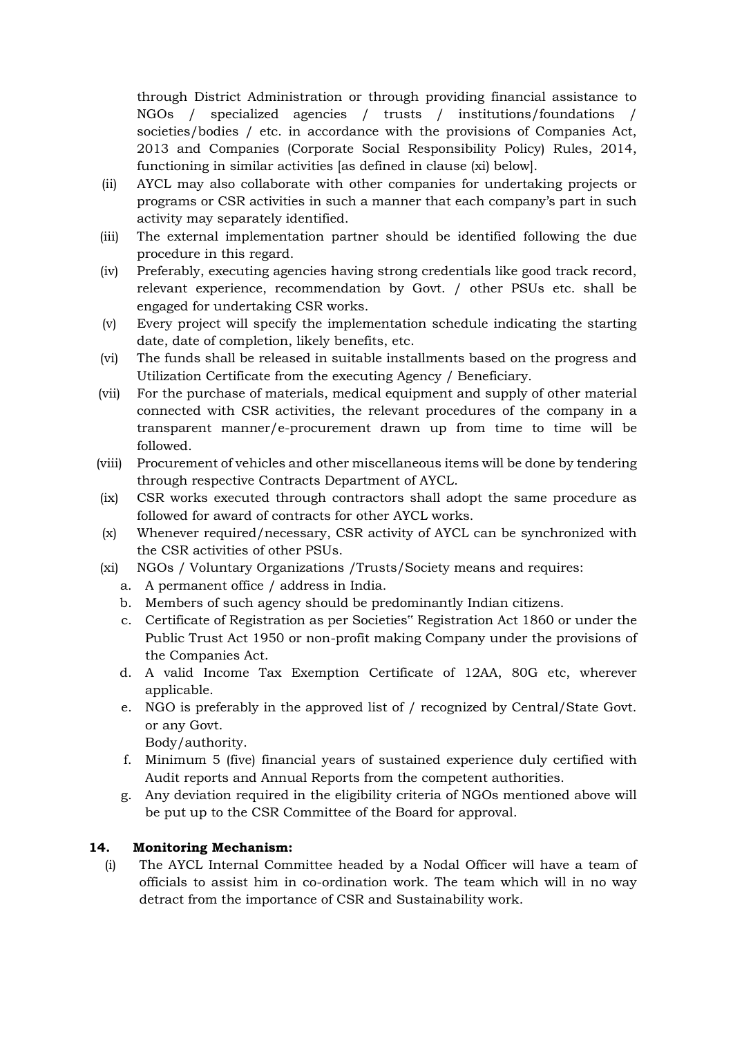through District Administration or through providing financial assistance to NGOs / specialized agencies / trusts / institutions/foundations / societies/bodies / etc. in accordance with the provisions of Companies Act, 2013 and Companies (Corporate Social Responsibility Policy) Rules, 2014, functioning in similar activities [as defined in clause (xi) below].

(ii) AYCL may also collaborate with other companies for undertaking projects or programs or CSR activities in such a manner that each company's part in such activity may separately identified.

(iii) The external implementation partner should be identified following the due procedure in this regard.

(iv) Preferably, executing agencies having strong credentials like good track record, relevant experience, recommendation by Govt. / other PSUs etc. shall be engaged for undertaking CSR works.

(v) Every project will specify the implementation schedule indicating the starting date, date of completion, likely benefits, etc.

(vi) The funds shall be released in suitable installments based on the progress and Utilization Certificate from the executing Agency / Beneficiary.

(vii) For the purchase of materials, medical equipment and supply of other material connected with CSR activities, the relevant procedures of the company in a transparent manner/e-procurement drawn up from time to time will be followed.

(viii) Procurement of vehicles and other miscellaneous items will be done by tendering through respective Contracts Department of AYCL.

(ix) CSR works executed through contractors shall adopt the same procedure as followed for award of contracts for other AYCL works.

(x) Whenever required/necessary, CSR activity of AYCL can be synchronized with the CSR activities of other PSUs.

(xi) NGOs / Voluntary Organizations /Trusts/Society means and requires:

a. A permanent office / address in India.
b. Members of such agency should be predominantly Indian citizens.
c. Certificate of Registration as per Societies" Registration Act 1860 or under the Public Trust Act 1950 or non-profit making Company under the provisions of the Companies Act.
d. A valid Income Tax Exemption Certificate of 12AA, 80G etc, wherever applicable.
e. NGO is preferably in the approved list of / recognized by Central/State Govt. or any Govt. Body/authority.
f. Minimum 5 (five) financial years of sustained experience duly certified with Audit reports and Annual Reports from the competent authorities.
g. Any deviation required in the eligibility criteria of NGOs mentioned above will be put up to the CSR Committee of the Board for approval.

## 14. Monitoring Mechanism:

(i) The AYCL Internal Committee headed by a Nodal Officer will have a team of officials to assist him in co-ordination work. The team which will in no way detract from the importance of CSR and Sustainability work.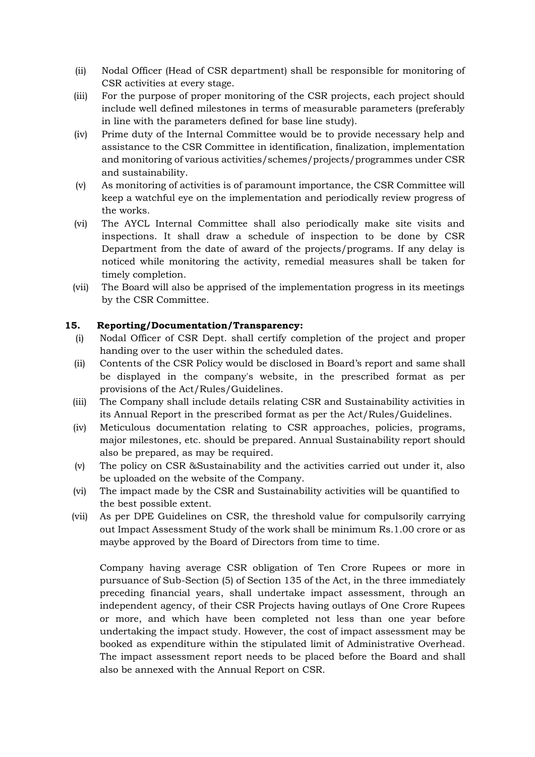(ii) Nodal Officer (Head of CSR department) shall be responsible for monitoring of CSR activities at every stage.

(iii) For the purpose of proper monitoring of the CSR projects, each project should include well defined milestones in terms of measurable parameters (preferably in line with the parameters defined for base line study).

(iv) Prime duty of the Internal Committee would be to provide necessary help and assistance to the CSR Committee in identification, finalization, implementation and monitoring of various activities/schemes/projects/programmes under CSR and sustainability.

(v) As monitoring of activities is of paramount importance, the CSR Committee will keep a watchful eye on the implementation and periodically review progress of the works.

(vi) The AYCL Internal Committee shall also periodically make site visits and inspections. It shall draw a schedule of inspection to be done by CSR Department from the date of award of the projects/programs. If any delay is noticed while monitoring the activity, remedial measures shall be taken for timely completion.

(vii) The Board will also be apprised of the implementation progress in its meetings by the CSR Committee.

**15. Reporting/Documentation/Transparency:**

(i) Nodal Officer of CSR Dept. shall certify completion of the project and proper handing over to the user within the scheduled dates.

(ii) Contents of the CSR Policy would be disclosed in Board's report and same shall be displayed in the company's website, in the prescribed format as per provisions of the Act/Rules/Guidelines.

(iii) The Company shall include details relating CSR and Sustainability activities in its Annual Report in the prescribed format as per the Act/Rules/Guidelines.

(iv) Meticulous documentation relating to CSR approaches, policies, programs, major milestones, etc. should be prepared. Annual Sustainability report should also be prepared, as may be required.

(v) The policy on CSR &Sustainability and the activities carried out under it, also be uploaded on the website of the Company.

(vi) The impact made by the CSR and Sustainability activities will be quantified to the best possible extent.

(vii) As per DPE Guidelines on CSR, the threshold value for compulsorily carrying out Impact Assessment Study of the work shall be minimum Rs.1.00 crore or as maybe approved by the Board of Directors from time to time.

Company having average CSR obligation of Ten Crore Rupees or more in pursuance of Sub-Section (5) of Section 135 of the Act, in the three immediately preceding financial years, shall undertake impact assessment, through an independent agency, of their CSR Projects having outlays of One Crore Rupees or more, and which have been completed not less than one year before undertaking the impact study. However, the cost of impact assessment may be booked as expenditure within the stipulated limit of Administrative Overhead. The impact assessment report needs to be placed before the Board and shall also be annexed with the Annual Report on CSR.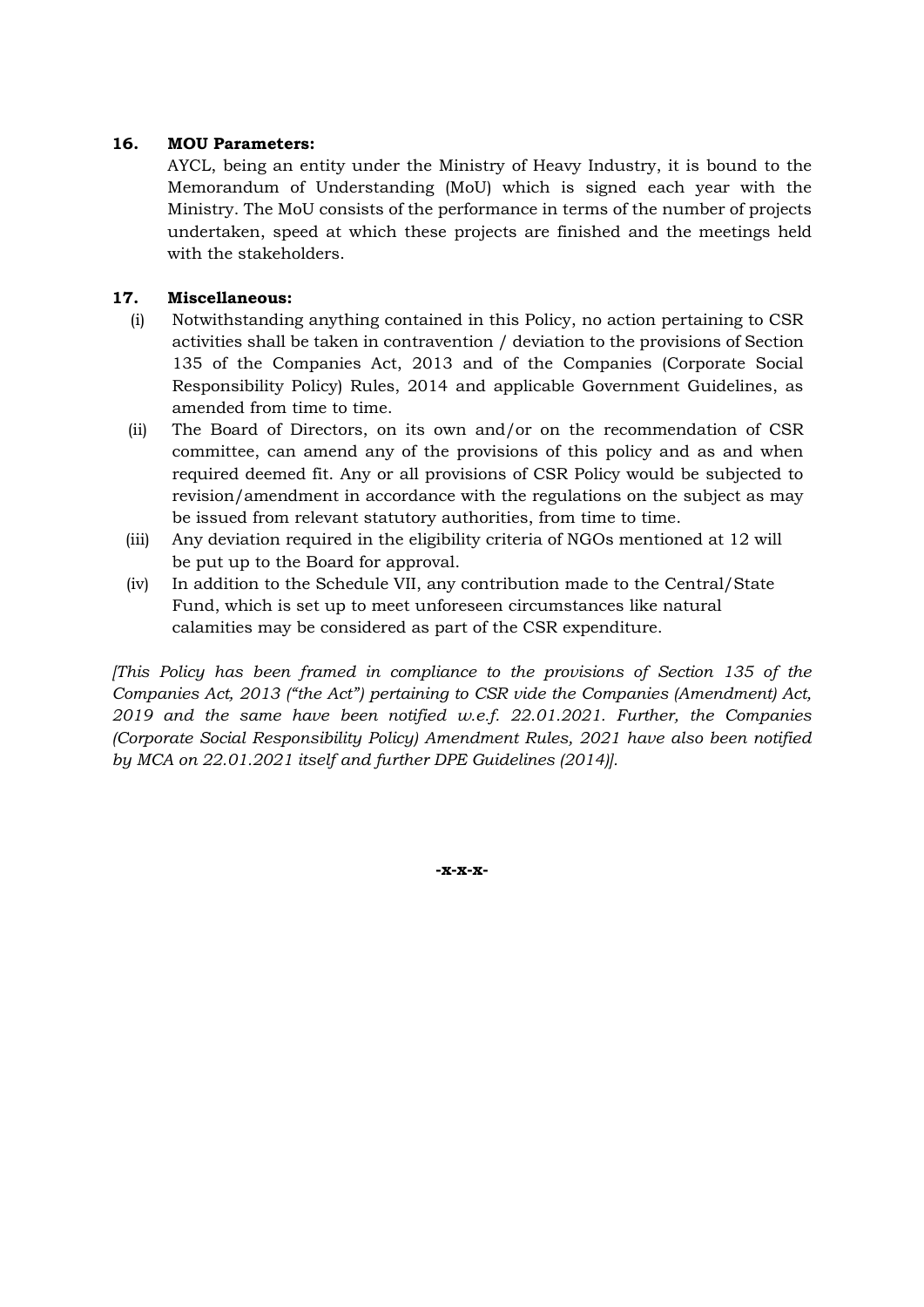**16. MOU Parameters:**

AYCL, being an entity under the Ministry of Heavy Industry, it is bound to the Memorandum of Understanding (MoU) which is signed each year with the Ministry. The MoU consists of the performance in terms of the number of projects undertaken, speed at which these projects are finished and the meetings held with the stakeholders.

**17. Miscellaneous:**

(i) Notwithstanding anything contained in this Policy, no action pertaining to CSR activities shall be taken in contravention / deviation to the provisions of Section 135 of the Companies Act, 2013 and of the Companies (Corporate Social Responsibility Policy) Rules, 2014 and applicable Government Guidelines, as amended from time to time.

(ii) The Board of Directors, on its own and/or on the recommendation of CSR committee, can amend any of the provisions of this policy and as and when required deemed fit. Any or all provisions of CSR Policy would be subjected to revision/amendment in accordance with the regulations on the subject as may be issued from relevant statutory authorities, from time to time.

(iii) Any deviation required in the eligibility criteria of NGOs mentioned at 12 will be put up to the Board for approval.

(iv) In addition to the Schedule VII, any contribution made to the Central/State Fund, which is set up to meet unforeseen circumstances like natural calamities may be considered as part of the CSR expenditure.

*[This Policy has been framed in compliance to the provisions of Section 135 of the Companies Act, 2013 ("the Act") pertaining to CSR vide the Companies (Amendment) Act, 2019 and the same have been notified w.e.f. 22.01.2021. Further, the Companies (Corporate Social Responsibility Policy) Amendment Rules, 2021 have also been notified by MCA on 22.01.2021 itself and further DPE Guidelines (2014)].*

**-x-x-x-**